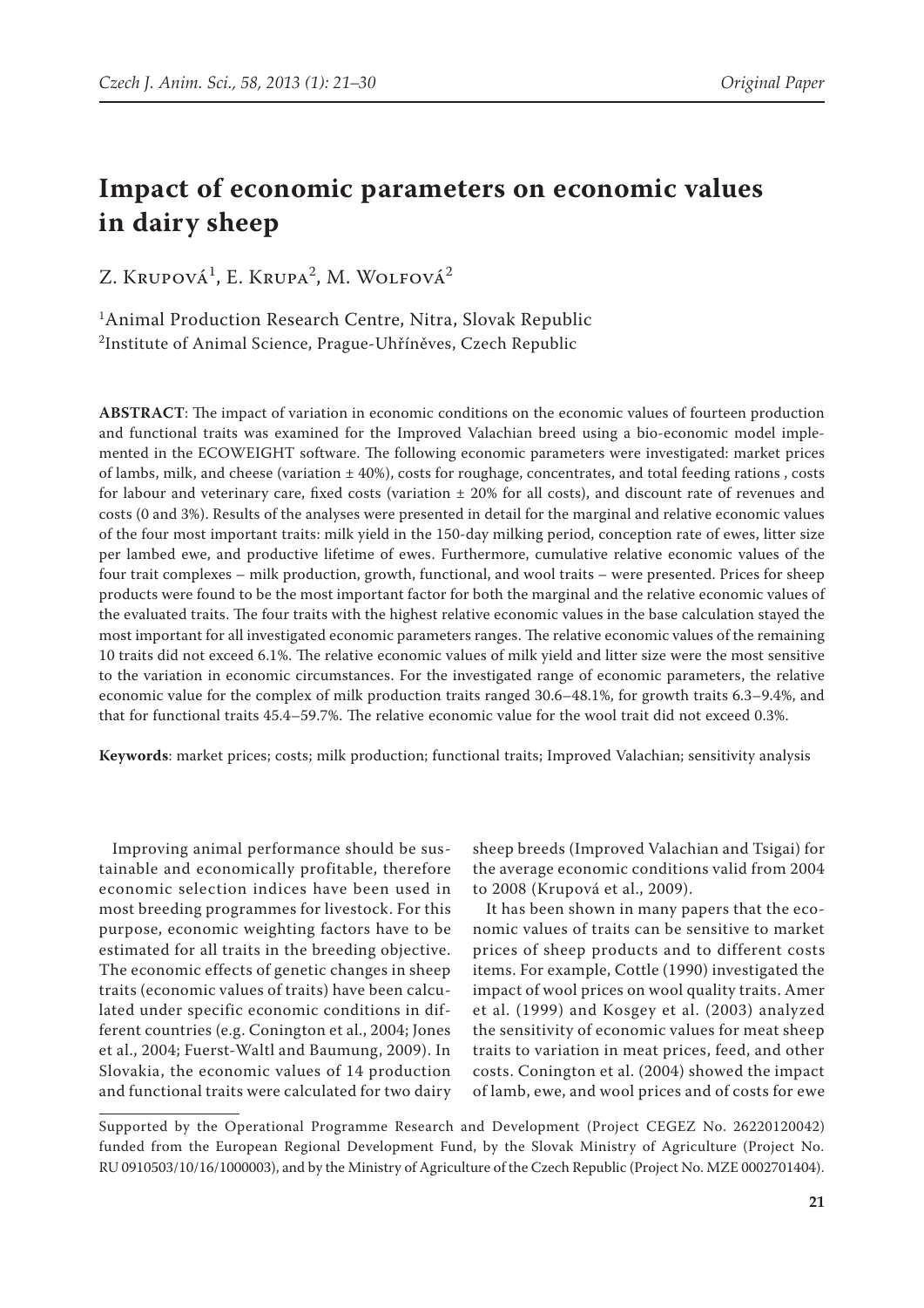# Impact of economic parameters on economic values in dairy sheep

Z. Krupová[1], E. Krupa[2], M. Wolfová[2]

[1]Animal Production Research Centre, Nitra, Slovak Republic
[2]Institute of Animal Science, Prague-Uhříněves, Czech Republic

**ABSTRACT**: The impact of variation in economic conditions on the economic values of fourteen production and functional traits was examined for the Improved Valachian breed using a bio-economic model implemented in the ECOWEIGHT software. The following economic parameters were investigated: market prices of lambs, milk, and cheese (variation ± 40%), costs for roughage, concentrates, and total feeding rations , costs for labour and veterinary care, fixed costs (variation ± 20% for all costs), and discount rate of revenues and costs (0 and 3%). Results of the analyses were presented in detail for the marginal and relative economic values of the four most important traits: milk yield in the 150-day milking period, conception rate of ewes, litter size per lambed ewe, and productive lifetime of ewes. Furthermore, cumulative relative economic values of the four trait complexes – milk production, growth, functional, and wool traits – were presented. Prices for sheep products were found to be the most important factor for both the marginal and the relative economic values of the evaluated traits. The four traits with the highest relative economic values in the base calculation stayed the most important for all investigated economic parameters ranges. The relative economic values of the remaining 10 traits did not exceed 6.1%. The relative economic values of milk yield and litter size were the most sensitive to the variation in economic circumstances. For the investigated range of economic parameters, the relative economic value for the complex of milk production traits ranged 30.6–48.1%, for growth traits 6.3–9.4%, and that for functional traits 45.4–59.7%. The relative economic value for the wool trait did not exceed 0.3%.

**Keywords**: market prices; costs; milk production; functional traits; Improved Valachian; sensitivity analysis

Improving animal performance should be sustainable and economically profitable, therefore economic selection indices have been used in most breeding programmes for livestock. For this purpose, economic weighting factors have to be estimated for all traits in the breeding objective. The economic effects of genetic changes in sheep traits (economic values of traits) have been calculated under specific economic conditions in different countries (e.g. Conington et al., 2004; Jones et al., 2004; Fuerst-Waltl and Baumung, 2009). In Slovakia, the economic values of 14 production and functional traits were calculated for two dairy sheep breeds (Improved Valachian and Tsigai) for the average economic conditions valid from 2004 to 2008 (Krupová et al., 2009).

It has been shown in many papers that the economic values of traits can be sensitive to market prices of sheep products and to different costs items. For example, Cottle (1990) investigated the impact of wool prices on wool quality traits. Amer et al. (1999) and Kosgey et al. (2003) analyzed the sensitivity of economic values for meat sheep traits to variation in meat prices, feed, and other costs. Conington et al. (2004) showed the impact of lamb, ewe, and wool prices and of costs for ewe

Supported by the Operational Programme Research and Development (Project CEGEZ No. 26220120042) funded from the European Regional Development Fund, by the Slovak Ministry of Agriculture (Project No. RU 0910503/10/16/1000003), and by the Ministry of Agriculture of the Czech Republic (Project No. MZE 0002701404).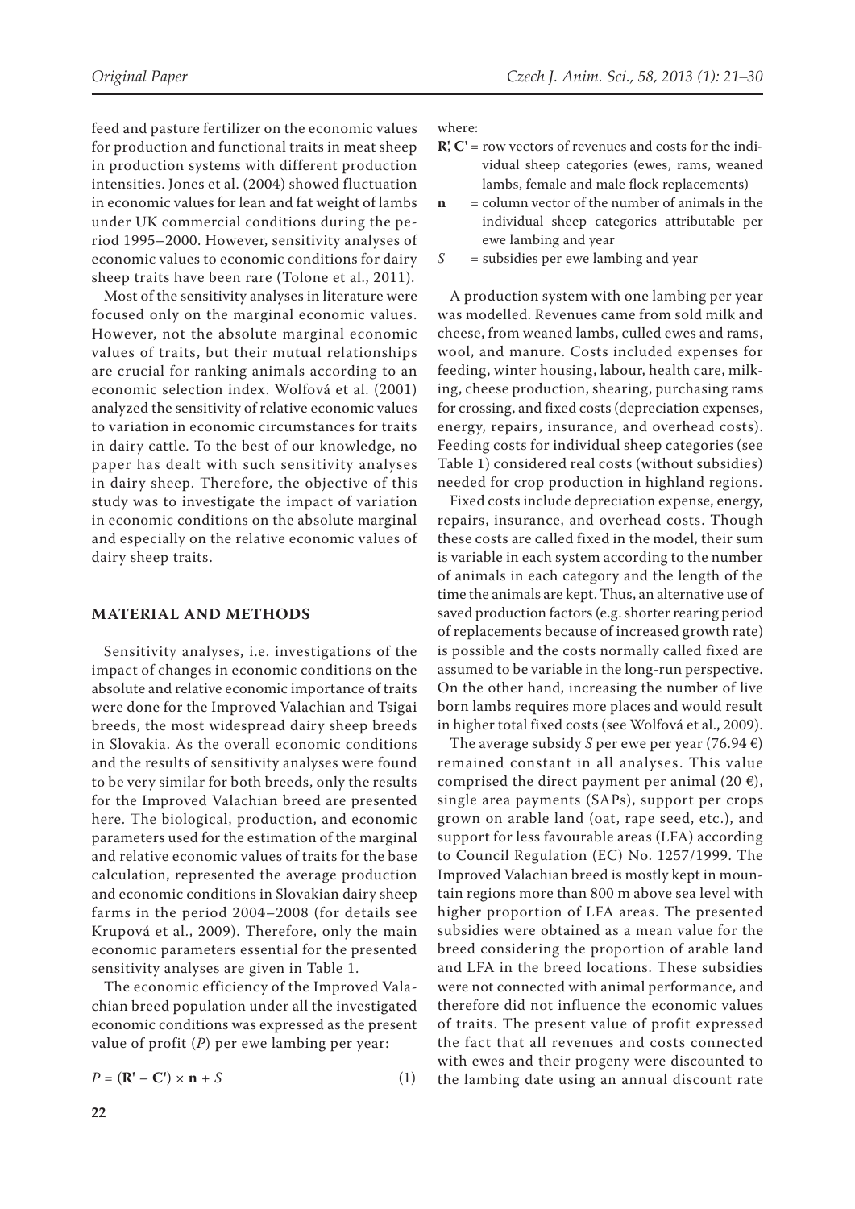feed and pasture fertilizer on the economic values for production and functional traits in meat sheep in production systems with different production intensities. Jones et al. (2004) showed fluctuation in economic values for lean and fat weight of lambs under UK commercial conditions during the period 1995–2000. However, sensitivity analyses of economic values to economic conditions for dairy sheep traits have been rare (Tolone et al., 2011).

Most of the sensitivity analyses in literature were focused only on the marginal economic values. However, not the absolute marginal economic values of traits, but their mutual relationships are crucial for ranking animals according to an economic selection index. Wolfová et al. (2001) analyzed the sensitivity of relative economic values to variation in economic circumstances for traits in dairy cattle. To the best of our knowledge, no paper has dealt with such sensitivity analyses in dairy sheep. Therefore, the objective of this study was to investigate the impact of variation in economic conditions on the absolute marginal and especially on the relative economic values of dairy sheep traits.

## MATERIAL AND METHODS

Sensitivity analyses, i.e. investigations of the impact of changes in economic conditions on the absolute and relative economic importance of traits were done for the Improved Valachian and Tsigai breeds, the most widespread dairy sheep breeds in Slovakia. As the overall economic conditions and the results of sensitivity analyses were found to be very similar for both breeds, only the results for the Improved Valachian breed are presented here. The biological, production, and economic parameters used for the estimation of the marginal and relative economic values of traits for the base calculation, represented the average production and economic conditions in Slovakian dairy sheep farms in the period 2004–2008 (for details see Krupová et al., 2009). Therefore, only the main economic parameters essential for the presented sensitivity analyses are given in Table 1.

The economic efficiency of the Improved Valachian breed population under all the investigated economic conditions was expressed as the present value of profit ($P$) per ewe lambing per year:

$$P = (\mathbf{R'} - \mathbf{C'}) \times \mathbf{n} + S \qquad (1)$$

where:

$\mathbf{R'}$, $\mathbf{C'}$ = row vectors of revenues and costs for the individual sheep categories (ewes, rams, weaned lambs, female and male flock replacements)

$\mathbf{n}$ = column vector of the number of animals in the individual sheep categories attributable per ewe lambing and year

$S$ = subsidies per ewe lambing and year

A production system with one lambing per year was modelled. Revenues came from sold milk and cheese, from weaned lambs, culled ewes and rams, wool, and manure. Costs included expenses for feeding, winter housing, labour, health care, milking, cheese production, shearing, purchasing rams for crossing, and fixed costs (depreciation expenses, energy, repairs, insurance, and overhead costs). Feeding costs for individual sheep categories (see Table 1) considered real costs (without subsidies) needed for crop production in highland regions.

Fixed costs include depreciation expense, energy, repairs, insurance, and overhead costs. Though these costs are called fixed in the model, their sum is variable in each system according to the number of animals in each category and the length of the time the animals are kept. Thus, an alternative use of saved production factors (e.g. shorter rearing period of replacements because of increased growth rate) is possible and the costs normally called fixed are assumed to be variable in the long-run perspective. On the other hand, increasing the number of live born lambs requires more places and would result in higher total fixed costs (see Wolfová et al., 2009).

The average subsidy $S$ per ewe per year (76.94 €) remained constant in all analyses. This value comprised the direct payment per animal (20 €), single area payments (SAPs), support per crops grown on arable land (oat, rape seed, etc.), and support for less favourable areas (LFA) according to Council Regulation (EC) No. 1257/1999. The Improved Valachian breed is mostly kept in mountain regions more than 800 m above sea level with higher proportion of LFA areas. The presented subsidies were obtained as a mean value for the breed considering the proportion of arable land and LFA in the breed locations. These subsidies were not connected with animal performance, and therefore did not influence the economic values of traits. The present value of profit expressed the fact that all revenues and costs connected with ewes and their progeny were discounted to the lambing date using an annual discount rate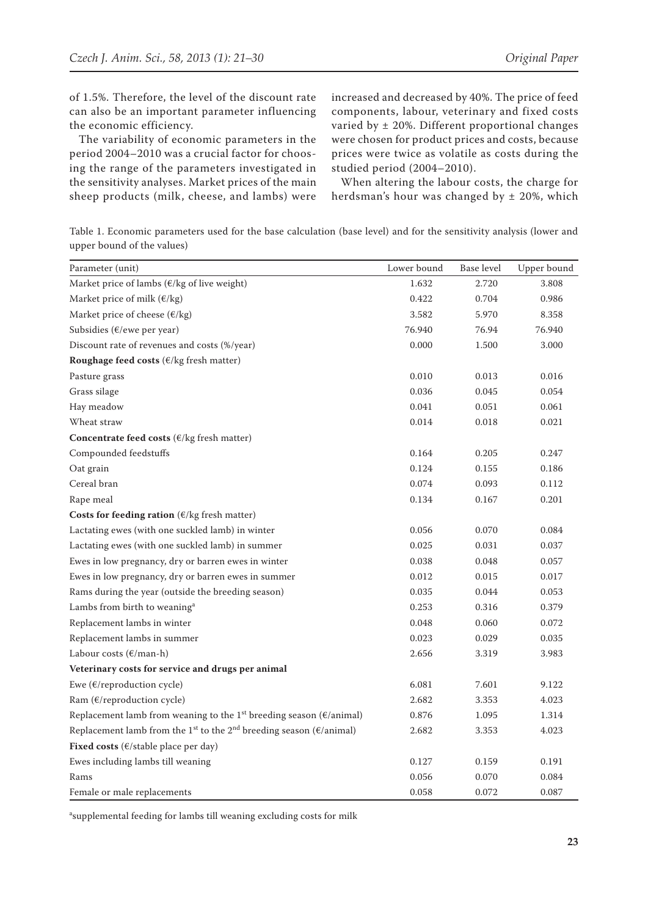of 1.5%. Therefore, the level of the discount rate can also be an important parameter influencing the economic efficiency.

The variability of economic parameters in the period 2004–2010 was a crucial factor for choosing the range of the parameters investigated in the sensitivity analyses. Market prices of the main sheep products (milk, cheese, and lambs) were increased and decreased by 40%. The price of feed components, labour, veterinary and fixed costs varied by ± 20%. Different proportional changes were chosen for product prices and costs, because prices were twice as volatile as costs during the studied period (2004–2010).

When altering the labour costs, the charge for herdsman's hour was changed by ± 20%, which

Table 1. Economic parameters used for the base calculation (base level) and for the sensitivity analysis (lower and upper bound of the values)

| Parameter (unit) | Lower bound | Base level | Upper bound |
|---|---|---|---|
| Market price of lambs (€/kg of live weight) | 1.632 | 2.720 | 3.808 |
| Market price of milk (€/kg) | 0.422 | 0.704 | 0.986 |
| Market price of cheese (€/kg) | 3.582 | 5.970 | 8.358 |
| Subsidies (€/ewe per year) | 76.940 | 76.94 | 76.940 |
| Discount rate of revenues and costs (%/year) | 0.000 | 1.500 | 3.000 |
| **Roughage feed costs** (€/kg fresh matter) | | | |
| Pasture grass | 0.010 | 0.013 | 0.016 |
| Grass silage | 0.036 | 0.045 | 0.054 |
| Hay meadow | 0.041 | 0.051 | 0.061 |
| Wheat straw | 0.014 | 0.018 | 0.021 |
| **Concentrate feed costs** (€/kg fresh matter) | | | |
| Compounded feedstuffs | 0.164 | 0.205 | 0.247 |
| Oat grain | 0.124 | 0.155 | 0.186 |
| Cereal bran | 0.074 | 0.093 | 0.112 |
| Rape meal | 0.134 | 0.167 | 0.201 |
| **Costs for feeding ration** (€/kg fresh matter) | | | |
| Lactating ewes (with one suckled lamb) in winter | 0.056 | 0.070 | 0.084 |
| Lactating ewes (with one suckled lamb) in summer | 0.025 | 0.031 | 0.037 |
| Ewes in low pregnancy, dry or barren ewes in winter | 0.038 | 0.048 | 0.057 |
| Ewes in low pregnancy, dry or barren ewes in summer | 0.012 | 0.015 | 0.017 |
| Rams during the year (outside the breeding season) | 0.035 | 0.044 | 0.053 |
| Lambs from birth to weaning[a] | 0.253 | 0.316 | 0.379 |
| Replacement lambs in winter | 0.048 | 0.060 | 0.072 |
| Replacement lambs in summer | 0.023 | 0.029 | 0.035 |
| Labour costs (€/man-h) | 2.656 | 3.319 | 3.983 |
| **Veterinary costs for service and drugs per animal** | | | |
| Ewe (€/reproduction cycle) | 6.081 | 7.601 | 9.122 |
| Ram (€/reproduction cycle) | 2.682 | 3.353 | 4.023 |
| Replacement lamb from weaning to the 1st breeding season (€/animal) | 0.876 | 1.095 | 1.314 |
| Replacement lamb from the 1st to the 2nd breeding season (€/animal) | 2.682 | 3.353 | 4.023 |
| **Fixed costs** (€/stable place per day) | | | |
| Ewes including lambs till weaning | 0.127 | 0.159 | 0.191 |
| Rams | 0.056 | 0.070 | 0.084 |
| Female or male replacements | 0.058 | 0.072 | 0.087 |

[a]supplemental feeding for lambs till weaning excluding costs for milk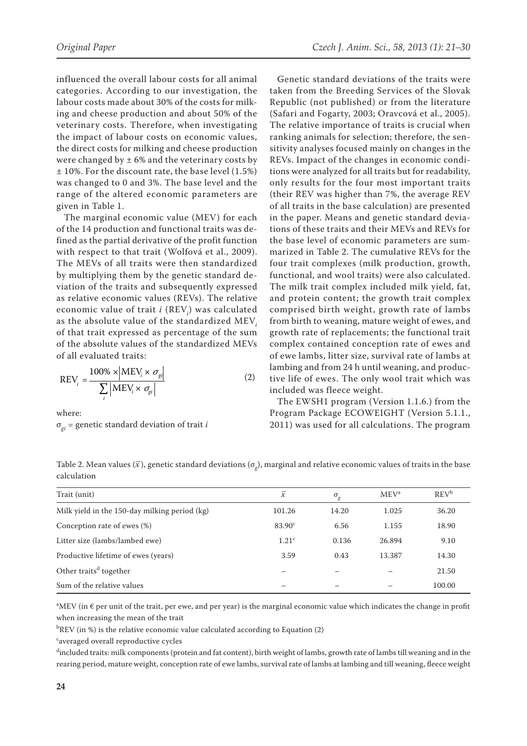influenced the overall labour costs for all animal categories. According to our investigation, the labour costs made about 30% of the costs for milking and cheese production and about 50% of the veterinary costs. Therefore, when investigating the impact of labour costs on economic values, the direct costs for milking and cheese production were changed by ± 6% and the veterinary costs by ± 10%. For the discount rate, the base level (1.5%) was changed to 0 and 3%. The base level and the range of the altered economic parameters are given in Table 1.

The marginal economic value (MEV) for each of the 14 production and functional traits was defined as the partial derivative of the profit function with respect to that trait (Wolfová et al., 2009). The MEVs of all traits were then standardized by multiplying them by the genetic standard deviation of the traits and subsequently expressed as relative economic values (REVs). The relative economic value of trait $i$ ($REV_i$) was calculated as the absolute value of the standardized $MEV_i$ of that trait expressed as percentage of the sum of the absolute values of the standardized MEVs of all evaluated traits:

$$REV_i = \frac{100\% \times \left|MEV_i \times \sigma_{gi}\right|}{\sum_i \left|MEV_i \times \sigma_{gi}\right|} \qquad (2)$$

where:

$\sigma_{gi}$ = genetic standard deviation of trait $i$

Genetic standard deviations of the traits were taken from the Breeding Services of the Slovak Republic (not published) or from the literature (Safari and Fogarty, 2003; Oravcová et al., 2005). The relative importance of traits is crucial when ranking animals for selection; therefore, the sensitivity analyses focused mainly on changes in the REVs. Impact of the changes in economic conditions were analyzed for all traits but for readability, only results for the four most important traits (their REV was higher than 7%, the average REV of all traits in the base calculation) are presented in the paper. Means and genetic standard deviations of these traits and their MEVs and REVs for the base level of economic parameters are summarized in Table 2. The cumulative REVs for the four trait complexes (milk production, growth, functional, and wool traits) were also calculated. The milk trait complex included milk yield, fat, and protein content; the growth trait complex comprised birth weight, growth rate of lambs from birth to weaning, mature weight of ewes, and growth rate of replacements; the functional trait complex contained conception rate of ewes and of ewe lambs, litter size, survival rate of lambs at lambing and from 24 h until weaning, and productive life of ewes. The only wool trait which was included was fleece weight.

The EWSH1 program (Version 1.1.6.) from the Program Package ECOWEIGHT (Version 5.1.1., 2011) was used for all calculations. The program

Table 2. Mean values ($\bar{x}$), genetic standard deviations ($\sigma_g$), marginal and relative economic values of traits in the base calculation

| Trait (unit) | $\bar{x}$ | $\sigma_g$ | MEV[a] | REV[b] |
|---|---|---|---|---|
| Milk yield in the 150-day milking period (kg) | 101.26 | 14.20 | 1.025 | 36.20 |
| Conception rate of ewes (%) | 83.90[c] | 6.56 | 1.155 | 18.90 |
| Litter size (lambs/lambed ewe) | 1.21[c] | 0.136 | 26.894 | 9.10 |
| Productive lifetime of ewes (years) | 3.59 | 0.43 | 13.387 | 14.30 |
| Other traits[d] together | – | – | – | 21.50 |
| Sum of the relative values | – | – | – | 100.00 |

[a]MEV (in € per unit of the trait, per ewe, and per year) is the marginal economic value which indicates the change in profit when increasing the mean of the trait

[b]REV (in %) is the relative economic value calculated according to Equation (2)

[c]averaged overall reproductive cycles

[d]included traits: milk components (protein and fat content), birth weight of lambs, growth rate of lambs till weaning and in the rearing period, mature weight, conception rate of ewe lambs, survival rate of lambs at lambing and till weaning, fleece weight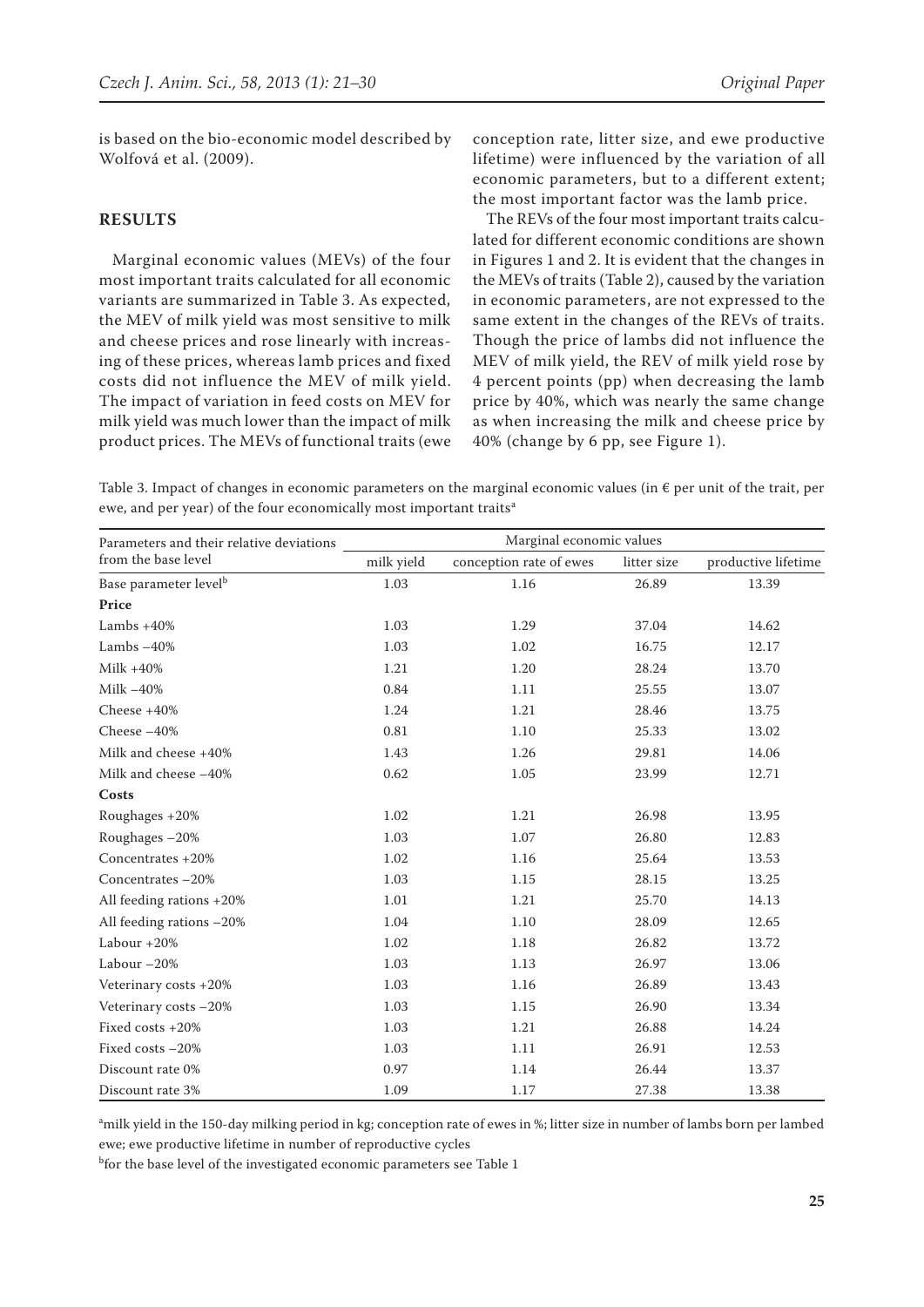is based on the bio-economic model described by Wolfová et al. (2009).

## RESULTS

Marginal economic values (MEVs) of the four most important traits calculated for all economic variants are summarized in Table 3. As expected, the MEV of milk yield was most sensitive to milk and cheese prices and rose linearly with increasing of these prices, whereas lamb prices and fixed costs did not influence the MEV of milk yield. The impact of variation in feed costs on MEV for milk yield was much lower than the impact of milk product prices. The MEVs of functional traits (ewe conception rate, litter size, and ewe productive lifetime) were influenced by the variation of all economic parameters, but to a different extent; the most important factor was the lamb price.

The REVs of the four most important traits calculated for different economic conditions are shown in Figures 1 and 2. It is evident that the changes in the MEVs of traits (Table 2), caused by the variation in economic parameters, are not expressed to the same extent in the changes of the REVs of traits. Though the price of lambs did not influence the MEV of milk yield, the REV of milk yield rose by 4 percent points (pp) when decreasing the lamb price by 40%, which was nearly the same change as when increasing the milk and cheese price by 40% (change by 6 pp, see Figure 1).

Table 3. Impact of changes in economic parameters on the marginal economic values (in € per unit of the trait, per ewe, and per year) of the four economically most important traits[a]

| Parameters and their relative deviations from the base level | Marginal economic values | | | |
|---|---|---|---|---|
| | milk yield | conception rate of ewes | litter size | productive lifetime |
| Base parameter level[b] | 1.03 | 1.16 | 26.89 | 13.39 |
| **Price** | | | | |
| Lambs +40% | 1.03 | 1.29 | 37.04 | 14.62 |
| Lambs –40% | 1.03 | 1.02 | 16.75 | 12.17 |
| Milk +40% | 1.21 | 1.20 | 28.24 | 13.70 |
| Milk –40% | 0.84 | 1.11 | 25.55 | 13.07 |
| Cheese +40% | 1.24 | 1.21 | 28.46 | 13.75 |
| Cheese –40% | 0.81 | 1.10 | 25.33 | 13.02 |
| Milk and cheese +40% | 1.43 | 1.26 | 29.81 | 14.06 |
| Milk and cheese –40% | 0.62 | 1.05 | 23.99 | 12.71 |
| **Costs** | | | | |
| Roughages +20% | 1.02 | 1.21 | 26.98 | 13.95 |
| Roughages –20% | 1.03 | 1.07 | 26.80 | 12.83 |
| Concentrates +20% | 1.02 | 1.16 | 25.64 | 13.53 |
| Concentrates –20% | 1.03 | 1.15 | 28.15 | 13.25 |
| All feeding rations +20% | 1.01 | 1.21 | 25.70 | 14.13 |
| All feeding rations –20% | 1.04 | 1.10 | 28.09 | 12.65 |
| Labour +20% | 1.02 | 1.18 | 26.82 | 13.72 |
| Labour –20% | 1.03 | 1.13 | 26.97 | 13.06 |
| Veterinary costs +20% | 1.03 | 1.16 | 26.89 | 13.43 |
| Veterinary costs –20% | 1.03 | 1.15 | 26.90 | 13.34 |
| Fixed costs +20% | 1.03 | 1.21 | 26.88 | 14.24 |
| Fixed costs –20% | 1.03 | 1.11 | 26.91 | 12.53 |
| Discount rate 0% | 0.97 | 1.14 | 26.44 | 13.37 |
| Discount rate 3% | 1.09 | 1.17 | 27.38 | 13.38 |

[a]milk yield in the 150-day milking period in kg; conception rate of ewes in %; litter size in number of lambs born per lambed ewe; ewe productive lifetime in number of reproductive cycles

[b]for the base level of the investigated economic parameters see Table 1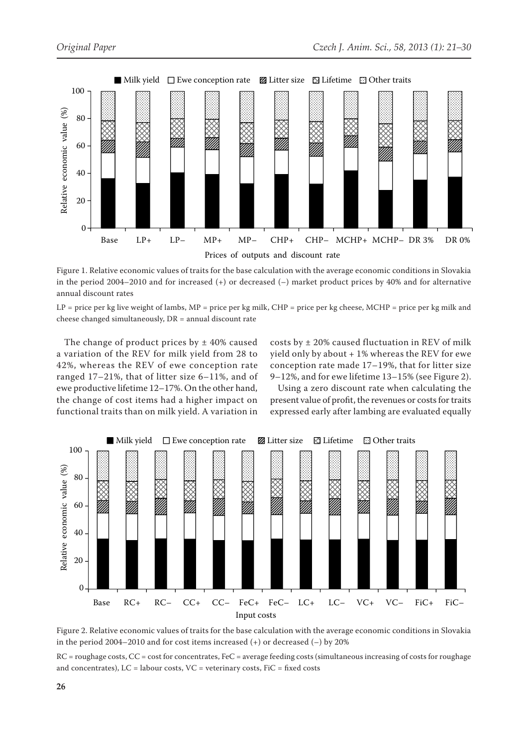Figure 1. Relative economic values of traits for the base calculation with the average economic conditions in Slovakia in the period 2004–2010 and for increased (+) or decreased (–) market product prices by 40% and for alternative annual discount rates

LP = price per kg live weight of lambs, MP = price per kg milk, CHP = price per kg cheese, MCHP = price per kg milk and cheese changed simultaneously, DR = annual discount rate

The change of product prices by ± 40% caused a variation of the REV for milk yield from 28 to 42%, whereas the REV of ewe conception rate ranged 17–21%, that of litter size 6–11%, and of ewe productive lifetime 12–17%. On the other hand, the change of cost items had a higher impact on functional traits than on milk yield. A variation in costs by ± 20% caused fluctuation in REV of milk yield only by about + 1% whereas the REV for ewe conception rate made 17–19%, that for litter size 9–12%, and for ewe lifetime 13–15% (see Figure 2).

Using a zero discount rate when calculating the present value of profit, the revenues or costs for traits expressed early after lambing are evaluated equally

Figure 2. Relative economic values of traits for the base calculation with the average economic conditions in Slovakia in the period 2004–2010 and for cost items increased (+) or decreased (–) by 20%

RC = roughage costs, CC = cost for concentrates, FeC = average feeding costs (simultaneous increasing of costs for roughage and concentrates), LC = labour costs, VC = veterinary costs, FiC = fixed costs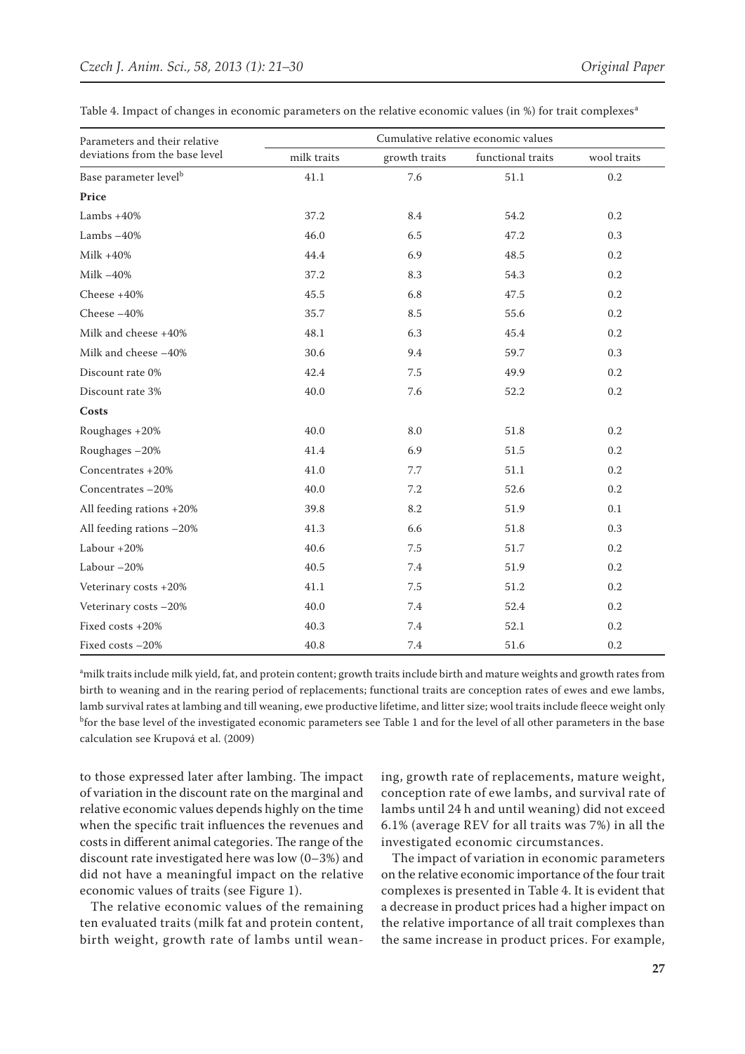Table 4. Impact of changes in economic parameters on the relative economic values (in %) for trait complexes[a]

| Parameters and their relative deviations from the base level | Cumulative relative economic values | | | |
|---|---|---|---|---|
| | milk traits | growth traits | functional traits | wool traits |
| Base parameter level[b] | 41.1 | 7.6 | 51.1 | 0.2 |
| **Price** | | | | |
| Lambs +40% | 37.2 | 8.4 | 54.2 | 0.2 |
| Lambs −40% | 46.0 | 6.5 | 47.2 | 0.3 |
| Milk +40% | 44.4 | 6.9 | 48.5 | 0.2 |
| Milk −40% | 37.2 | 8.3 | 54.3 | 0.2 |
| Cheese +40% | 45.5 | 6.8 | 47.5 | 0.2 |
| Cheese −40% | 35.7 | 8.5 | 55.6 | 0.2 |
| Milk and cheese +40% | 48.1 | 6.3 | 45.4 | 0.2 |
| Milk and cheese −40% | 30.6 | 9.4 | 59.7 | 0.3 |
| Discount rate 0% | 42.4 | 7.5 | 49.9 | 0.2 |
| Discount rate 3% | 40.0 | 7.6 | 52.2 | 0.2 |
| **Costs** | | | | |
| Roughages +20% | 40.0 | 8.0 | 51.8 | 0.2 |
| Roughages −20% | 41.4 | 6.9 | 51.5 | 0.2 |
| Concentrates +20% | 41.0 | 7.7 | 51.1 | 0.2 |
| Concentrates −20% | 40.0 | 7.2 | 52.6 | 0.2 |
| All feeding rations +20% | 39.8 | 8.2 | 51.9 | 0.1 |
| All feeding rations −20% | 41.3 | 6.6 | 51.8 | 0.3 |
| Labour +20% | 40.6 | 7.5 | 51.7 | 0.2 |
| Labour −20% | 40.5 | 7.4 | 51.9 | 0.2 |
| Veterinary costs +20% | 41.1 | 7.5 | 51.2 | 0.2 |
| Veterinary costs −20% | 40.0 | 7.4 | 52.4 | 0.2 |
| Fixed costs +20% | 40.3 | 7.4 | 52.1 | 0.2 |
| Fixed costs −20% | 40.8 | 7.4 | 51.6 | 0.2 |

[a]milk traits include milk yield, fat, and protein content; growth traits include birth and mature weights and growth rates from birth to weaning and in the rearing period of replacements; functional traits are conception rates of ewes and ewe lambs, lamb survival rates at lambing and till weaning, ewe productive lifetime, and litter size; wool traits include fleece weight only
[b]for the base level of the investigated economic parameters see Table 1 and for the level of all other parameters in the base calculation see Krupová et al. (2009)

to those expressed later after lambing. The impact of variation in the discount rate on the marginal and relative economic values depends highly on the time when the specific trait influences the revenues and costs in different animal categories. The range of the discount rate investigated here was low (0–3%) and did not have a meaningful impact on the relative economic values of traits (see Figure 1).

The relative economic values of the remaining ten evaluated traits (milk fat and protein content, birth weight, growth rate of lambs until weaning, growth rate of replacements, mature weight, conception rate of ewe lambs, and survival rate of lambs until 24 h and until weaning) did not exceed 6.1% (average REV for all traits was 7%) in all the investigated economic circumstances.

The impact of variation in economic parameters on the relative economic importance of the four trait complexes is presented in Table 4. It is evident that a decrease in product prices had a higher impact on the relative importance of all trait complexes than the same increase in product prices. For example,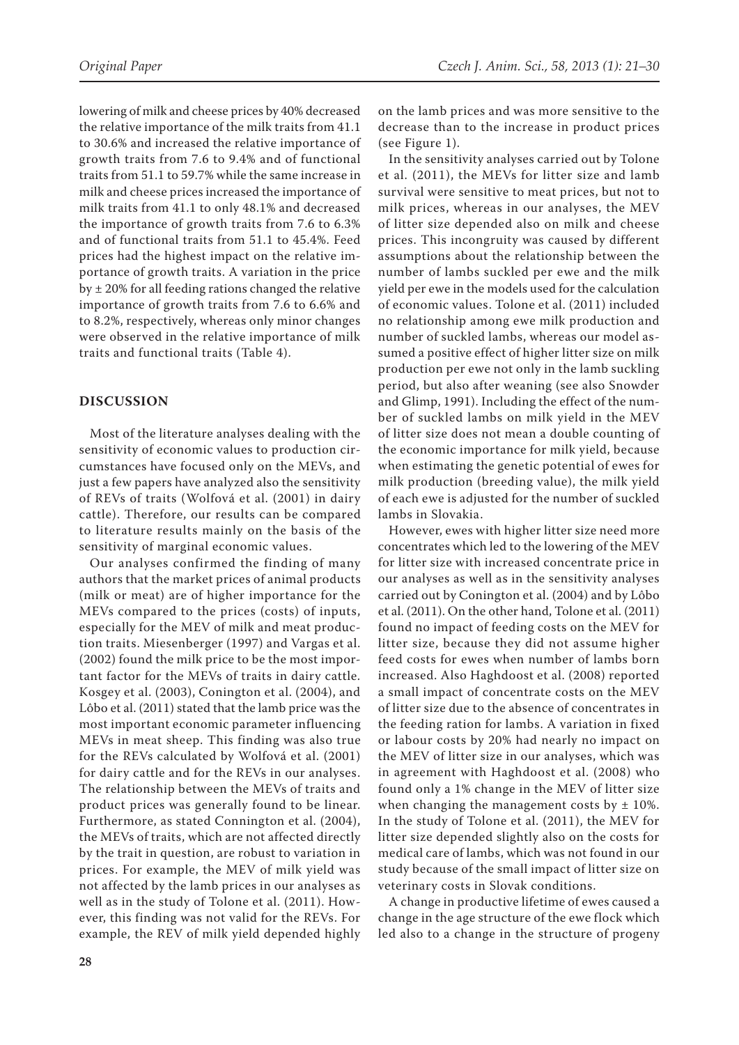lowering of milk and cheese prices by 40% decreased the relative importance of the milk traits from 41.1 to 30.6% and increased the relative importance of growth traits from 7.6 to 9.4% and of functional traits from 51.1 to 59.7% while the same increase in milk and cheese prices increased the importance of milk traits from 41.1 to only 48.1% and decreased the importance of growth traits from 7.6 to 6.3% and of functional traits from 51.1 to 45.4%. Feed prices had the highest impact on the relative importance of growth traits. A variation in the price by ± 20% for all feeding rations changed the relative importance of growth traits from 7.6 to 6.6% and to 8.2%, respectively, whereas only minor changes were observed in the relative importance of milk traits and functional traits (Table 4).

## DISCUSSION

Most of the literature analyses dealing with the sensitivity of economic values to production circumstances have focused only on the MEVs, and just a few papers have analyzed also the sensitivity of REVs of traits (Wolfová et al. (2001) in dairy cattle). Therefore, our results can be compared to literature results mainly on the basis of the sensitivity of marginal economic values.

Our analyses confirmed the finding of many authors that the market prices of animal products (milk or meat) are of higher importance for the MEVs compared to the prices (costs) of inputs, especially for the MEV of milk and meat production traits. Miesenberger (1997) and Vargas et al. (2002) found the milk price to be the most important factor for the MEVs of traits in dairy cattle. Kosgey et al. (2003), Conington et al. (2004), and Lôbo et al. (2011) stated that the lamb price was the most important economic parameter influencing MEVs in meat sheep. This finding was also true for the REVs calculated by Wolfová et al. (2001) for dairy cattle and for the REVs in our analyses. The relationship between the MEVs of traits and product prices was generally found to be linear. Furthermore, as stated Connington et al. (2004), the MEVs of traits, which are not affected directly by the trait in question, are robust to variation in prices. For example, the MEV of milk yield was not affected by the lamb prices in our analyses as well as in the study of Tolone et al. (2011). However, this finding was not valid for the REVs. For example, the REV of milk yield depended highly on the lamb prices and was more sensitive to the decrease than to the increase in product prices (see Figure 1).

In the sensitivity analyses carried out by Tolone et al. (2011), the MEVs for litter size and lamb survival were sensitive to meat prices, but not to milk prices, whereas in our analyses, the MEV of litter size depended also on milk and cheese prices. This incongruity was caused by different assumptions about the relationship between the number of lambs suckled per ewe and the milk yield per ewe in the models used for the calculation of economic values. Tolone et al. (2011) included no relationship among ewe milk production and number of suckled lambs, whereas our model assumed a positive effect of higher litter size on milk production per ewe not only in the lamb suckling period, but also after weaning (see also Snowder and Glimp, 1991). Including the effect of the number of suckled lambs on milk yield in the MEV of litter size does not mean a double counting of the economic importance for milk yield, because when estimating the genetic potential of ewes for milk production (breeding value), the milk yield of each ewe is adjusted for the number of suckled lambs in Slovakia.

However, ewes with higher litter size need more concentrates which led to the lowering of the MEV for litter size with increased concentrate price in our analyses as well as in the sensitivity analyses carried out by Conington et al. (2004) and by Lôbo et al. (2011). On the other hand, Tolone et al. (2011) found no impact of feeding costs on the MEV for litter size, because they did not assume higher feed costs for ewes when number of lambs born increased. Also Haghdoost et al. (2008) reported a small impact of concentrate costs on the MEV of litter size due to the absence of concentrates in the feeding ration for lambs. A variation in fixed or labour costs by 20% had nearly no impact on the MEV of litter size in our analyses, which was in agreement with Haghdoost et al. (2008) who found only a 1% change in the MEV of litter size when changing the management costs by ± 10%. In the study of Tolone et al. (2011), the MEV for litter size depended slightly also on the costs for medical care of lambs, which was not found in our study because of the small impact of litter size on veterinary costs in Slovak conditions.

A change in productive lifetime of ewes caused a change in the age structure of the ewe flock which led also to a change in the structure of progeny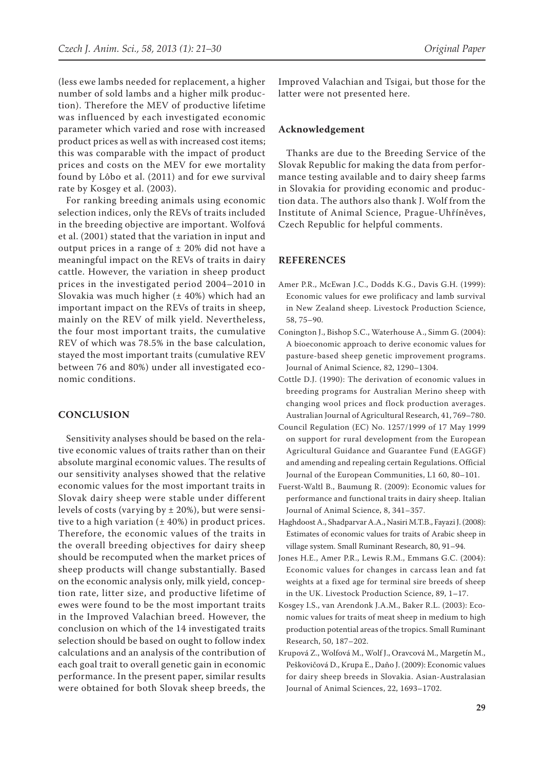(less ewe lambs needed for replacement, a higher number of sold lambs and a higher milk production). Therefore the MEV of productive lifetime was influenced by each investigated economic parameter which varied and rose with increased product prices as well as with increased cost items; this was comparable with the impact of product prices and costs on the MEV for ewe mortality found by Lôbo et al. (2011) and for ewe survival rate by Kosgey et al. (2003).

For ranking breeding animals using economic selection indices, only the REVs of traits included in the breeding objective are important. Wolfová et al. (2001) stated that the variation in input and output prices in a range of ± 20% did not have a meaningful impact on the REVs of traits in dairy cattle. However, the variation in sheep product prices in the investigated period 2004–2010 in Slovakia was much higher (± 40%) which had an important impact on the REVs of traits in sheep, mainly on the REV of milk yield. Nevertheless, the four most important traits, the cumulative REV of which was 78.5% in the base calculation, stayed the most important traits (cumulative REV between 76 and 80%) under all investigated economic conditions.

## CONCLUSION

Sensitivity analyses should be based on the relative economic values of traits rather than on their absolute marginal economic values. The results of our sensitivity analyses showed that the relative economic values for the most important traits in Slovak dairy sheep were stable under different levels of costs (varying by ± 20%), but were sensitive to a high variation (± 40%) in product prices. Therefore, the economic values of the traits in the overall breeding objectives for dairy sheep should be recomputed when the market prices of sheep products will change substantially. Based on the economic analysis only, milk yield, conception rate, litter size, and productive lifetime of ewes were found to be the most important traits in the Improved Valachian breed. However, the conclusion on which of the 14 investigated traits selection should be based on ought to follow index calculations and an analysis of the contribution of each goal trait to overall genetic gain in economic performance. In the present paper, similar results were obtained for both Slovak sheep breeds, the Improved Valachian and Tsigai, but those for the latter were not presented here.

## Acknowledgement

Thanks are due to the Breeding Service of the Slovak Republic for making the data from performance testing available and to dairy sheep farms in Slovakia for providing economic and production data. The authors also thank J. Wolf from the Institute of Animal Science, Prague-Uhříněves, Czech Republic for helpful comments.

## REFERENCES

Amer P.R., McEwan J.C., Dodds K.G., Davis G.H. (1999): Economic values for ewe prolificacy and lamb survival in New Zealand sheep. Livestock Production Science, 58, 75–90.

Conington J., Bishop S.C., Waterhouse A., Simm G. (2004): A bioeconomic approach to derive economic values for pasture-based sheep genetic improvement programs. Journal of Animal Science, 82, 1290–1304.

Cottle D.J. (1990): The derivation of economic values in breeding programs for Australian Merino sheep with changing wool prices and flock production averages. Australian Journal of Agricultural Research, 41, 769–780.

Council Regulation (EC) No. 1257/1999 of 17 May 1999 on support for rural development from the European Agricultural Guidance and Guarantee Fund (EAGGF) and amending and repealing certain Regulations. Official Journal of the European Communities, L1 60, 80–101.

Fuerst-Waltl B., Baumung R. (2009): Economic values for performance and functional traits in dairy sheep. Italian Journal of Animal Science, 8, 341–357.

Haghdoost A., Shadparvar A.A., Nasiri M.T.B., Fayazi J. (2008): Estimates of economic values for traits of Arabic sheep in village system. Small Ruminant Research, 80, 91–94.

Jones H.E., Amer P.R., Lewis R.M., Emmans G.C. (2004): Economic values for changes in carcass lean and fat weights at a fixed age for terminal sire breeds of sheep in the UK. Livestock Production Science, 89, 1–17.

Kosgey I.S., van Arendonk J.A.M., Baker R.L. (2003): Economic values for traits of meat sheep in medium to high production potential areas of the tropics. Small Ruminant Research, 50, 187–202.

Krupová Z., Wolfová M., Wolf J., Oravcová M., Margetín M., Peškovičová D., Krupa E., Daňo J. (2009): Economic values for dairy sheep breeds in Slovakia. Asian-Australasian Journal of Animal Sciences, 22, 1693–1702.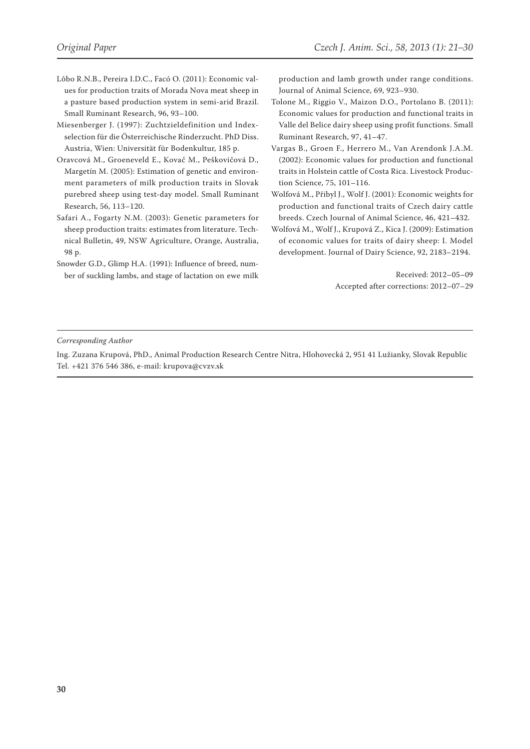Lôbo R.N.B., Pereira I.D.C., Facó O. (2011): Economic values for production traits of Morada Nova meat sheep in a pasture based production system in semi-arid Brazil. Small Ruminant Research, 96, 93–100.

Miesenberger J. (1997): Zuchtzieldefinition und Indexselection für die Österreichische Rinderzucht. PhD Diss. Austria, Wien: Universität für Bodenkultur, 185 p.

Oravcová M., Groeneveld E., Kovač M., Peškovičová D., Margetín M. (2005): Estimation of genetic and environment parameters of milk production traits in Slovak purebred sheep using test-day model. Small Ruminant Research, 56, 113–120.

Safari A., Fogarty N.M. (2003): Genetic parameters for sheep production traits: estimates from literature. Technical Bulletin, 49, NSW Agriculture, Orange, Australia, 98 p.

Snowder G.D., Glimp H.A. (1991): Influence of breed, number of suckling lambs, and stage of lactation on ewe milk production and lamb growth under range conditions. Journal of Animal Science, 69, 923–930.

Tolone M., Riggio V., Maizon D.O., Portolano B. (2011): Economic values for production and functional traits in Valle del Belice dairy sheep using profit functions. Small Ruminant Research, 97, 41–47.

Vargas B., Groen F., Herrero M., Van Arendonk J.A.M. (2002): Economic values for production and functional traits in Holstein cattle of Costa Rica. Livestock Production Science, 75, 101–116.

Wolfová M., Přibyl J., Wolf J. (2001): Economic weights for production and functional traits of Czech dairy cattle breeds. Czech Journal of Animal Science, 46, 421–432.

Wolfová M., Wolf J., Krupová Z., Kica J. (2009): Estimation of economic values for traits of dairy sheep: I. Model development. Journal of Dairy Science, 92, 2183–2194.

Received: 2012–05–09
Accepted after corrections: 2012–07–29

*Corresponding Author*

Ing. Zuzana Krupová, PhD., Animal Production Research Centre Nitra, Hlohovecká 2, 951 41 Lužianky, Slovak Republic
Tel. +421 376 546 386, e-mail: krupova@cvzv.sk